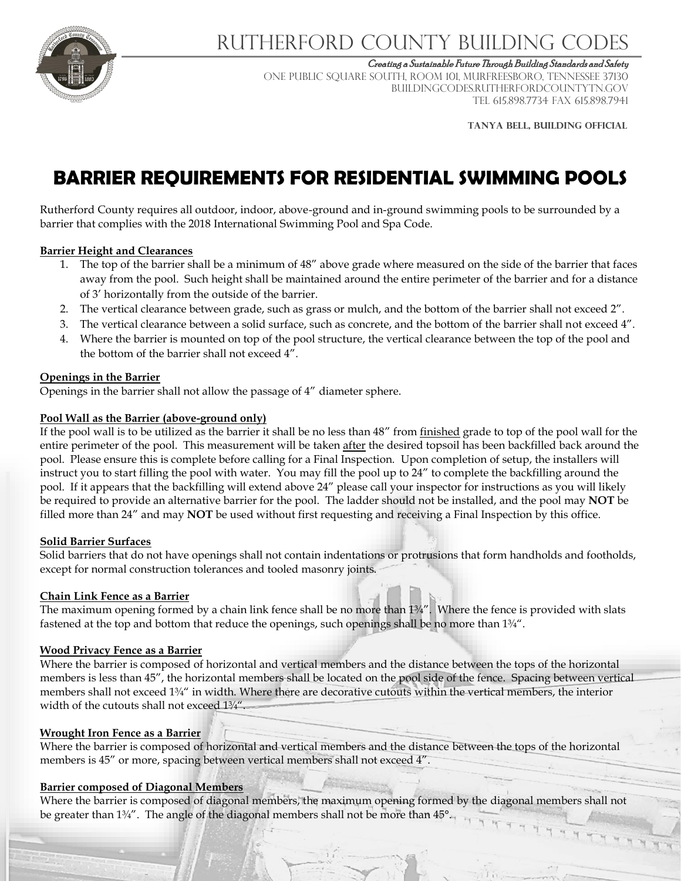# RUTHERFORD COUNTY BUILDING CODES

*Creating a Sustainable Future Through Building Standards and Safety*

ONE PUBLIC SQUARE SOUTH, ROOM 101, MURFREESBORO, TENNESSEE 37130
BUILDINGCODES.RUTHERFORDCOUNTYTN.GOV
TEL 615.898.7734 FAX 615.898.7941

**TANYA BELL, BUILDING OFFICIAL**

## BARRIER REQUIREMENTS FOR RESIDENTIAL SWIMMING POOLS

Rutherford County requires all outdoor, indoor, above-ground and in-ground swimming pools to be surrounded by a barrier that complies with the 2018 International Swimming Pool and Spa Code.

### Barrier Height and Clearances

1. The top of the barrier shall be a minimum of 48" above grade where measured on the side of the barrier that faces away from the pool. Such height shall be maintained around the entire perimeter of the barrier and for a distance of 3' horizontally from the outside of the barrier.
2. The vertical clearance between grade, such as grass or mulch, and the bottom of the barrier shall not exceed 2".
3. The vertical clearance between a solid surface, such as concrete, and the bottom of the barrier shall not exceed 4".
4. Where the barrier is mounted on top of the pool structure, the vertical clearance between the top of the pool and the bottom of the barrier shall not exceed 4".

### Openings in the Barrier

Openings in the barrier shall not allow the passage of 4" diameter sphere.

### Pool Wall as the Barrier (above-ground only)

If the pool wall is to be utilized as the barrier it shall be no less than 48" from finished grade to top of the pool wall for the entire perimeter of the pool. This measurement will be taken after the desired topsoil has been backfilled back around the pool. Please ensure this is complete before calling for a Final Inspection. Upon completion of setup, the installers will instruct you to start filling the pool with water. You may fill the pool up to 24" to complete the backfilling around the pool. If it appears that the backfilling will extend above 24" please call your inspector for instructions as you will likely be required to provide an alternative barrier for the pool. The ladder should not be installed, and the pool may **NOT** be filled more than 24" and may **NOT** be used without first requesting and receiving a Final Inspection by this office.

### Solid Barrier Surfaces

Solid barriers that do not have openings shall not contain indentations or protrusions that form handholds and footholds, except for normal construction tolerances and tooled masonry joints.

### Chain Link Fence as a Barrier

The maximum opening formed by a chain link fence shall be no more than 1¾". Where the fence is provided with slats fastened at the top and bottom that reduce the openings, such openings shall be no more than 1¾".

### Wood Privacy Fence as a Barrier

Where the barrier is composed of horizontal and vertical members and the distance between the tops of the horizontal members is less than 45", the horizontal members shall be located on the pool side of the fence. Spacing between vertical members shall not exceed 1¾" in width. Where there are decorative cutouts within the vertical members, the interior width of the cutouts shall not exceed 1¾".

### Wrought Iron Fence as a Barrier

Where the barrier is composed of horizontal and vertical members and the distance between the tops of the horizontal members is 45" or more, spacing between vertical members shall not exceed 4".

### Barrier composed of Diagonal Members

Where the barrier is composed of diagonal members, the maximum opening formed by the diagonal members shall not be greater than 1¾". The angle of the diagonal members shall not be more than 45°.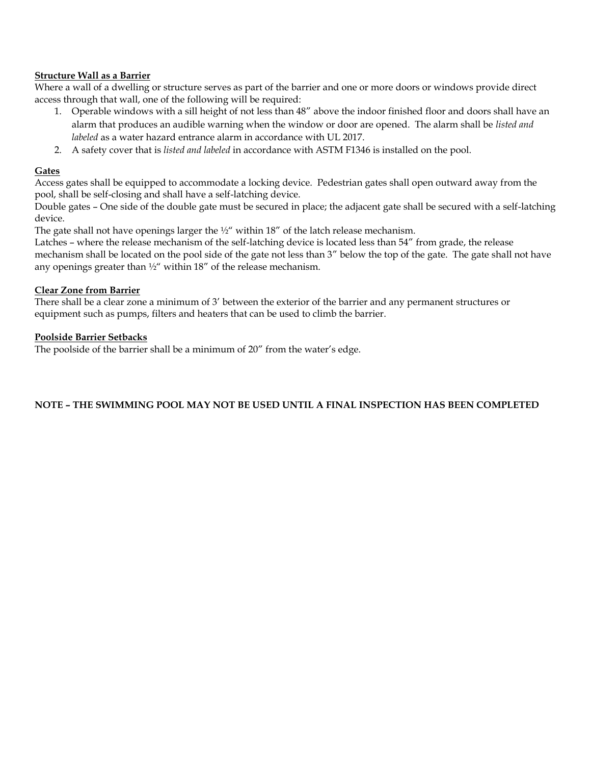**Structure Wall as a Barrier**

Where a wall of a dwelling or structure serves as part of the barrier and one or more doors or windows provide direct access through that wall, one of the following will be required:

1. Operable windows with a sill height of not less than 48" above the indoor finished floor and doors shall have an alarm that produces an audible warning when the window or door are opened. The alarm shall be *listed and labeled* as a water hazard entrance alarm in accordance with UL 2017.
2. A safety cover that is *listed and labeled* in accordance with ASTM F1346 is installed on the pool.

**Gates**

Access gates shall be equipped to accommodate a locking device. Pedestrian gates shall open outward away from the pool, shall be self-closing and shall have a self-latching device.

Double gates – One side of the double gate must be secured in place; the adjacent gate shall be secured with a self-latching device.

The gate shall not have openings larger the ½" within 18" of the latch release mechanism.

Latches – where the release mechanism of the self-latching device is located less than 54" from grade, the release mechanism shall be located on the pool side of the gate not less than 3" below the top of the gate. The gate shall not have any openings greater than ½" within 18" of the release mechanism.

**Clear Zone from Barrier**

There shall be a clear zone a minimum of 3' between the exterior of the barrier and any permanent structures or equipment such as pumps, filters and heaters that can be used to climb the barrier.

**Poolside Barrier Setbacks**

The poolside of the barrier shall be a minimum of 20" from the water's edge.

**NOTE – THE SWIMMING POOL MAY NOT BE USED UNTIL A FINAL INSPECTION HAS BEEN COMPLETED**